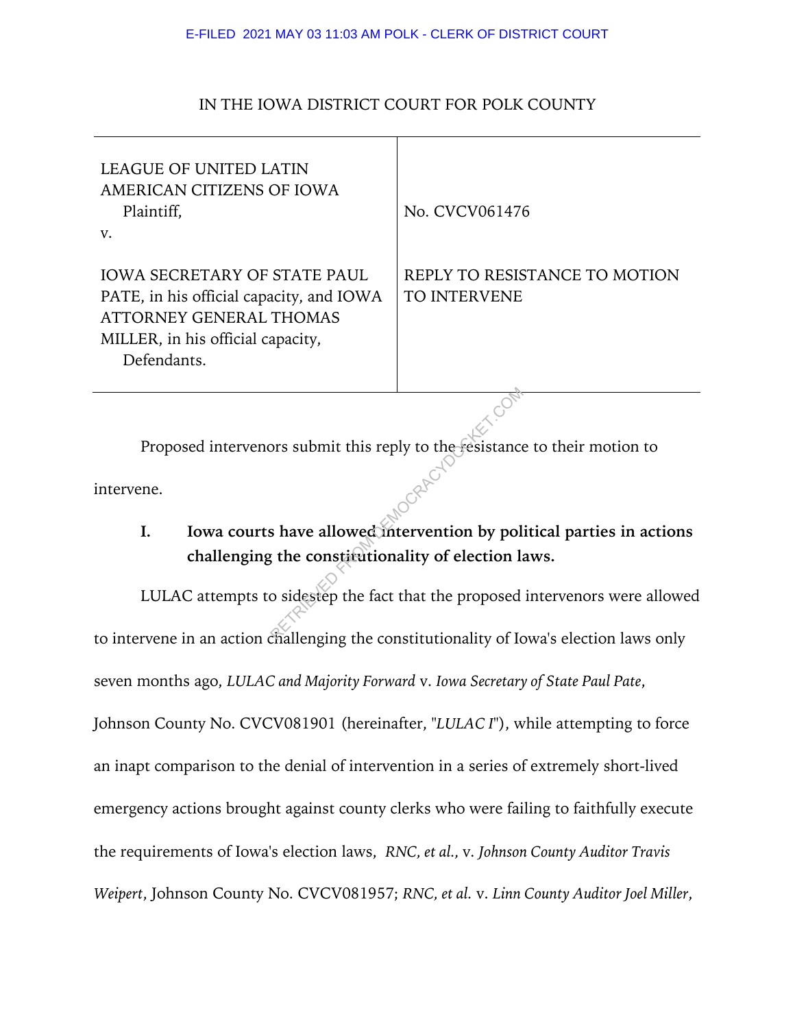E-FILED 2021 MAY 03 11:03 AM POLK - CLERK OF DISTRICT COURT

IN THE IOWA DISTRICT COURT FOR POLK COUNTY

| | |
|---|---|
| LEAGUE OF UNITED LATIN AMERICAN CITIZENS OF IOWA<br>Plaintiff,<br>v.<br><br>IOWA SECRETARY OF STATE PAUL PATE, in his official capacity, and IOWA ATTORNEY GENERAL THOMAS MILLER, in his official capacity,<br>Defendants. | No. CVCV061476<br><br>REPLY TO RESISTANCE TO MOTION TO INTERVENE |

Proposed intervenors submit this reply to the resistance to their motion to intervene.

## I. Iowa courts have allowed intervention by political parties in actions challenging the constitutionality of election laws.

LULAC attempts to sidestep the fact that the proposed intervenors were allowed to intervene in an action challenging the constitutionality of Iowa's election laws only seven months ago, *LULAC and Majority Forward* v. *Iowa Secretary of State Paul Pate*, Johnson County No. CVCV081901 (hereinafter, "*LULAC I*"), while attempting to force an inapt comparison to the denial of intervention in a series of extremely short-lived emergency actions brought against county clerks who were failing to faithfully execute the requirements of Iowa's election laws, *RNC, et al.,* v. *Johnson County Auditor Travis Weipert*, Johnson County No. CVCV081957; *RNC, et al.* v. *Linn County Auditor Joel Miller*,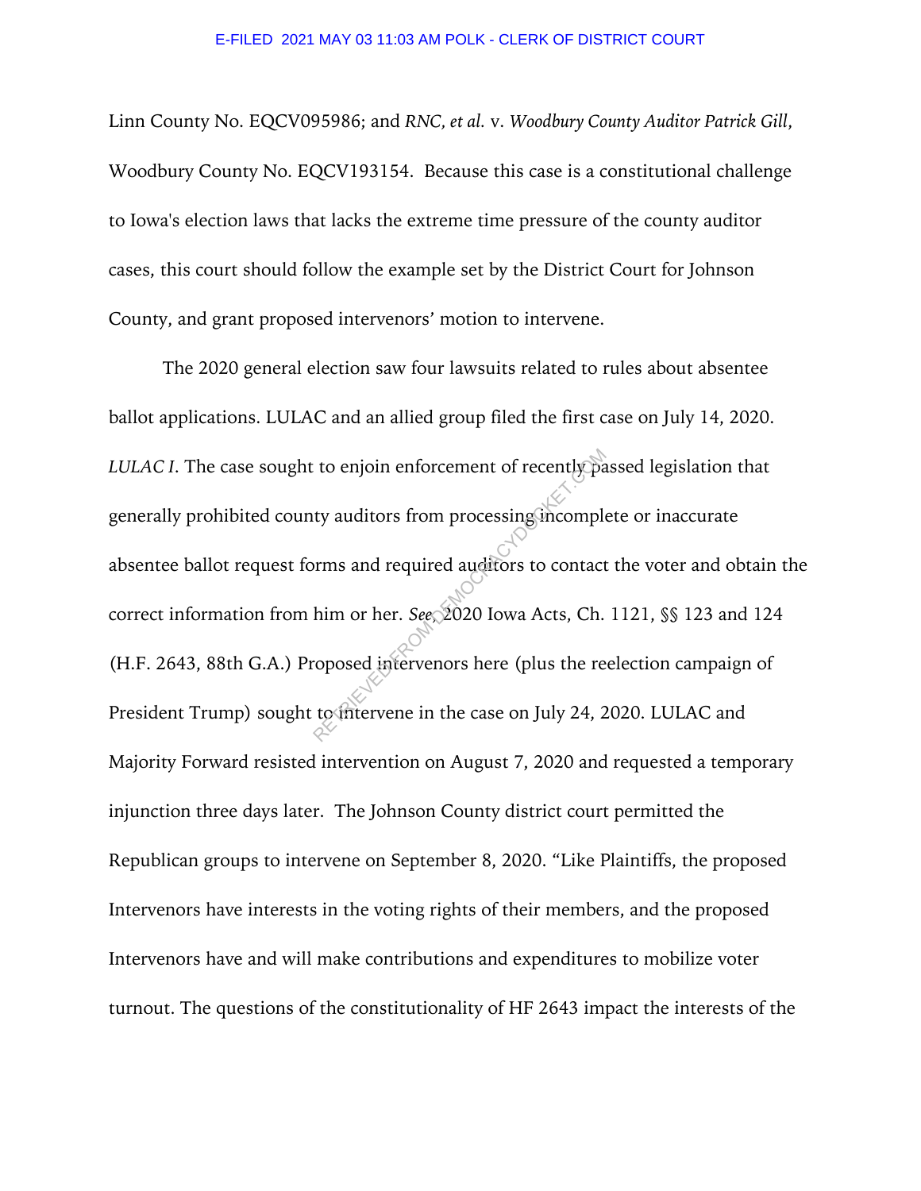Linn County No. EQCV095986; and *RNC, et al.* v. *Woodbury County Auditor Patrick Gill*, Woodbury County No. EQCV193154. Because this case is a constitutional challenge to Iowa's election laws that lacks the extreme time pressure of the county auditor cases, this court should follow the example set by the District Court for Johnson County, and grant proposed intervenors' motion to intervene.

The 2020 general election saw four lawsuits related to rules about absentee ballot applications. LULAC and an allied group filed the first case on July 14, 2020. *LULAC I*. The case sought to enjoin enforcement of recently passed legislation that generally prohibited county auditors from processing incomplete or inaccurate absentee ballot request forms and required auditors to contact the voter and obtain the correct information from him or her. *See*, 2020 Iowa Acts, Ch. 1121, §§ 123 and 124 (H.F. 2643, 88th G.A.) Proposed intervenors here (plus the reelection campaign of President Trump) sought to intervene in the case on July 24, 2020. LULAC and Majority Forward resisted intervention on August 7, 2020 and requested a temporary injunction three days later. The Johnson County district court permitted the Republican groups to intervene on September 8, 2020. "Like Plaintiffs, the proposed Intervenors have interests in the voting rights of their members, and the proposed Intervenors have and will make contributions and expenditures to mobilize voter turnout. The questions of the constitutionality of HF 2643 impact the interests of the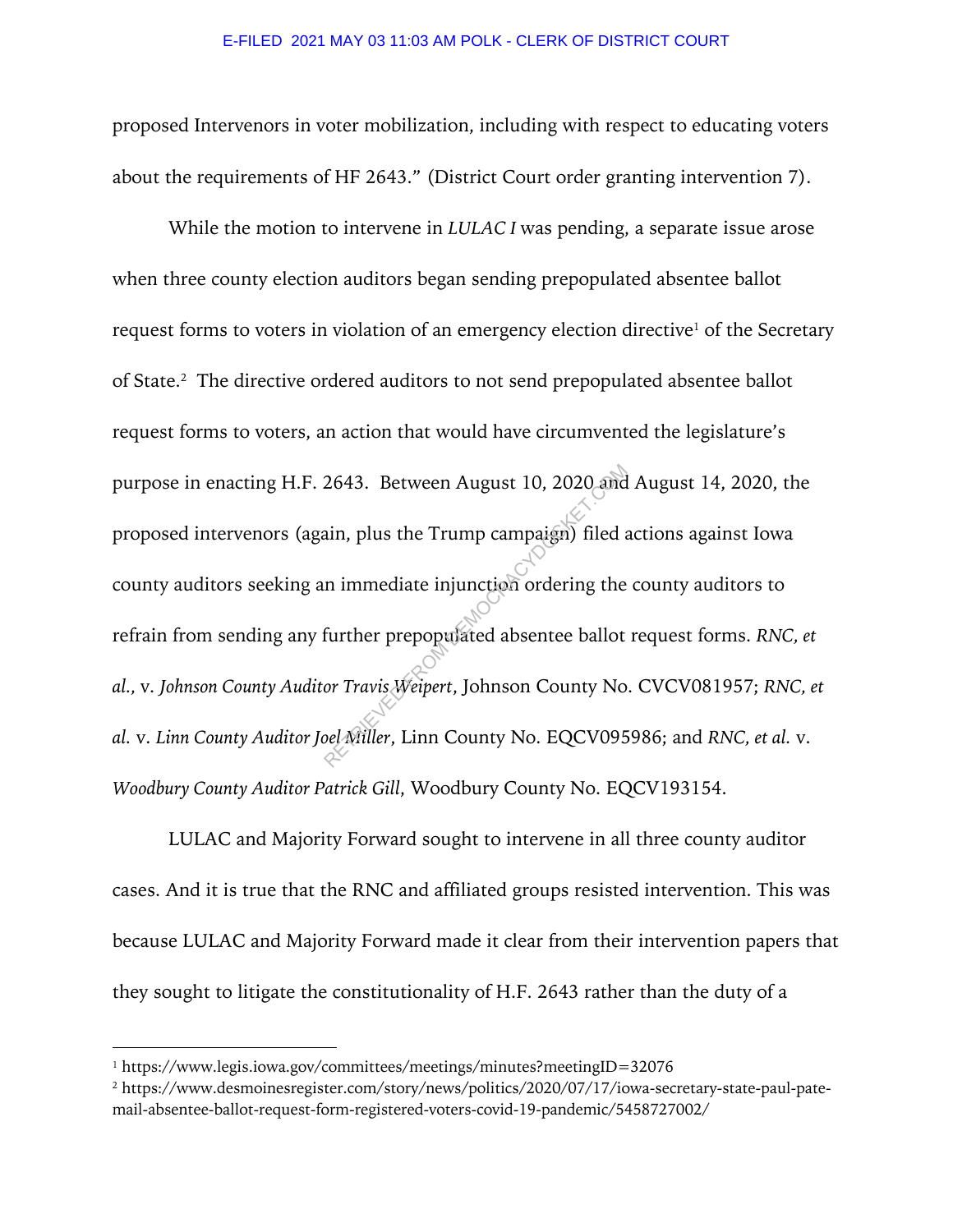proposed Intervenors in voter mobilization, including with respect to educating voters about the requirements of HF 2643." (District Court order granting intervention 7).

While the motion to intervene in *LULAC I* was pending, a separate issue arose when three county election auditors began sending prepopulated absentee ballot request forms to voters in violation of an emergency election directive[1] of the Secretary of State.[2] The directive ordered auditors to not send prepopulated absentee ballot request forms to voters, an action that would have circumvented the legislature's purpose in enacting H.F. 2643. Between August 10, 2020 and August 14, 2020, the proposed intervenors (again, plus the Trump campaign) filed actions against Iowa county auditors seeking an immediate injunction ordering the county auditors to refrain from sending any further prepopulated absentee ballot request forms. *RNC, et al.*, v. *Johnson County Auditor Travis Weipert*, Johnson County No. CVCV081957; *RNC, et al.* v. *Linn County Auditor Joel Miller*, Linn County No. EQCV095986; and *RNC, et al.* v. *Woodbury County Auditor Patrick Gill*, Woodbury County No. EQCV193154.

LULAC and Majority Forward sought to intervene in all three county auditor cases. And it is true that the RNC and affiliated groups resisted intervention. This was because LULAC and Majority Forward made it clear from their intervention papers that they sought to litigate the constitutionality of H.F. 2643 rather than the duty of a

---

[1] https://www.legis.iowa.gov/committees/meetings/minutes?meetingID=32076

[2] https://www.desmoinesregister.com/story/news/politics/2020/07/17/iowa-secretary-state-paul-pate-mail-absentee-ballot-request-form-registered-voters-covid-19-pandemic/5458727002/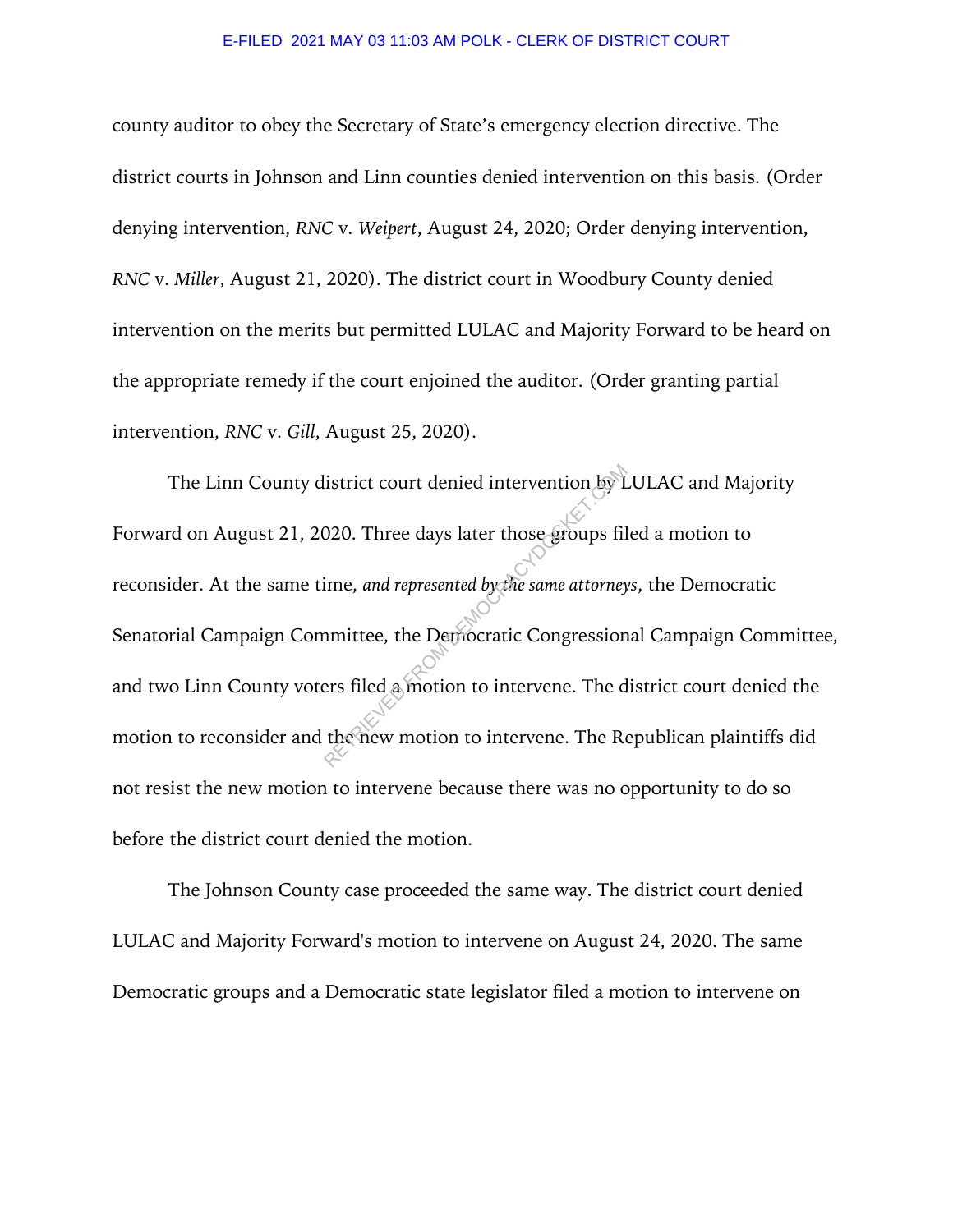county auditor to obey the Secretary of State's emergency election directive. The district courts in Johnson and Linn counties denied intervention on this basis. (Order denying intervention, *RNC* v. *Weipert*, August 24, 2020; Order denying intervention, *RNC* v. *Miller*, August 21, 2020). The district court in Woodbury County denied intervention on the merits but permitted LULAC and Majority Forward to be heard on the appropriate remedy if the court enjoined the auditor. (Order granting partial intervention, *RNC* v. *Gill*, August 25, 2020).

The Linn County district court denied intervention by LULAC and Majority Forward on August 21, 2020. Three days later those groups filed a motion to reconsider. At the same time, *and represented by the same attorneys*, the Democratic Senatorial Campaign Committee, the Democratic Congressional Campaign Committee, and two Linn County voters filed a motion to intervene. The district court denied the motion to reconsider and the new motion to intervene. The Republican plaintiffs did not resist the new motion to intervene because there was no opportunity to do so before the district court denied the motion.

The Johnson County case proceeded the same way. The district court denied LULAC and Majority Forward's motion to intervene on August 24, 2020. The same Democratic groups and a Democratic state legislator filed a motion to intervene on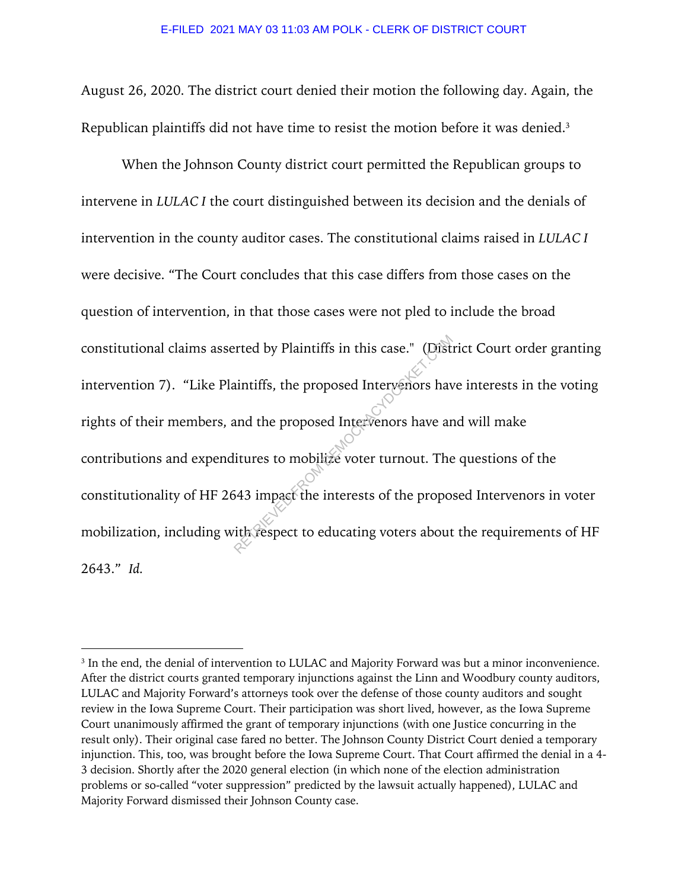August 26, 2020. The district court denied their motion the following day. Again, the Republican plaintiffs did not have time to resist the motion before it was denied.[3]

When the Johnson County district court permitted the Republican groups to intervene in *LULAC I* the court distinguished between its decision and the denials of intervention in the county auditor cases. The constitutional claims raised in *LULAC I* were decisive. "The Court concludes that this case differs from those cases on the question of intervention, in that those cases were not pled to include the broad constitutional claims asserted by Plaintiffs in this case." (District Court order granting intervention 7). "Like Plaintiffs, the proposed Intervenors have interests in the voting rights of their members, and the proposed Intervenors have and will make contributions and expenditures to mobilize voter turnout. The questions of the constitutionality of HF 2643 impact the interests of the proposed Intervenors in voter mobilization, including with respect to educating voters about the requirements of HF 2643." *Id.*

---

[3] In the end, the denial of intervention to LULAC and Majority Forward was but a minor inconvenience. After the district courts granted temporary injunctions against the Linn and Woodbury county auditors, LULAC and Majority Forward's attorneys took over the defense of those county auditors and sought review in the Iowa Supreme Court. Their participation was short lived, however, as the Iowa Supreme Court unanimously affirmed the grant of temporary injunctions (with one Justice concurring in the result only). Their original case fared no better. The Johnson County District Court denied a temporary injunction. This, too, was brought before the Iowa Supreme Court. That Court affirmed the denial in a 4-3 decision. Shortly after the 2020 general election (in which none of the election administration problems or so-called "voter suppression" predicted by the lawsuit actually happened), LULAC and Majority Forward dismissed their Johnson County case.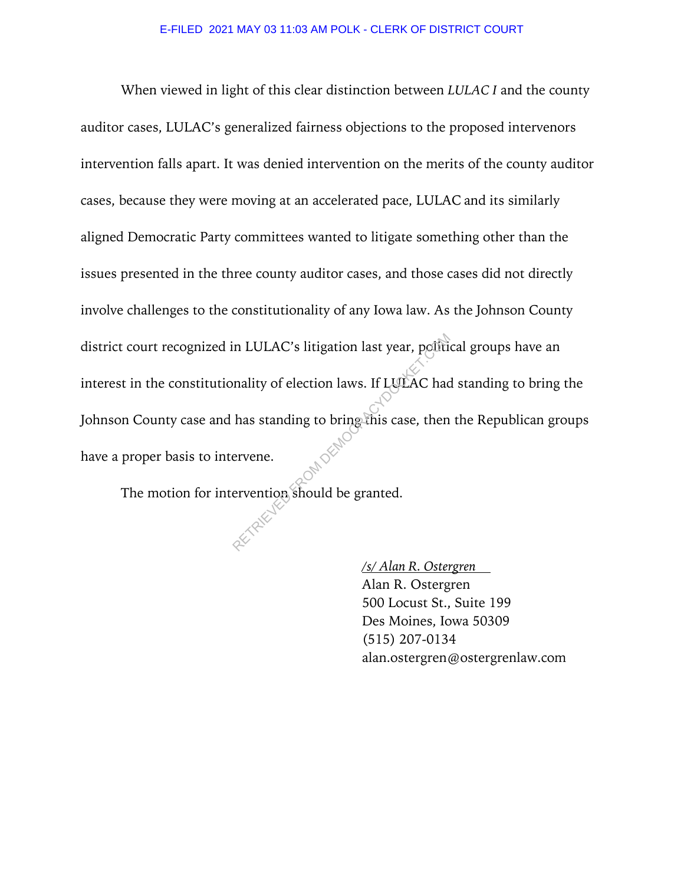When viewed in light of this clear distinction between *LULAC I* and the county auditor cases, LULAC's generalized fairness objections to the proposed intervenors intervention falls apart. It was denied intervention on the merits of the county auditor cases, because they were moving at an accelerated pace, LULAC and its similarly aligned Democratic Party committees wanted to litigate something other than the issues presented in the three county auditor cases, and those cases did not directly involve challenges to the constitutionality of any Iowa law. As the Johnson County district court recognized in LULAC's litigation last year, political groups have an interest in the constitutionality of election laws. If LULAC had standing to bring the Johnson County case and has standing to bring this case, then the Republican groups have a proper basis to intervene.

The motion for intervention should be granted.

*/s/ Alan R. Ostergren*
Alan R. Ostergren
500 Locust St., Suite 199
Des Moines, Iowa 50309
(515) 207-0134
alan.ostergren@ostergrenlaw.com